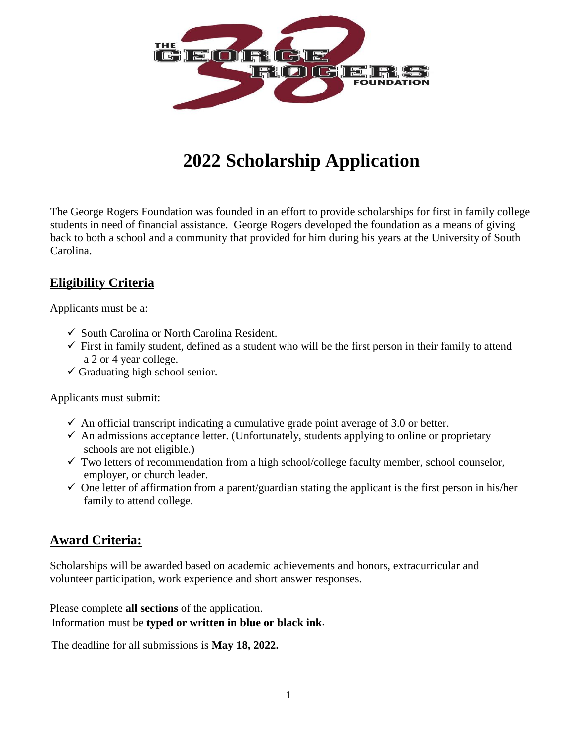# 2022 Scholarship Application

The George Rogers Foundation was founded in an effort to provide scholarships for first in family college students in need of financial assistance. George Rogers developed the foundation as a means of giving back to both a school and a community that provided for him during his years at the University of South Carolina.

## Eligibility Criteria

Applicants must be a:

- ✓ South Carolina or North Carolina Resident.
- ✓ First in family student, defined as a student who will be the first person in their family to attend a 2 or 4 year college.
- ✓ Graduating high school senior.

Applicants must submit:

- ✓ An official transcript indicating a cumulative grade point average of 3.0 or better.
- ✓ An admissions acceptance letter. (Unfortunately, students applying to online or proprietary schools are not eligible.)
- ✓ Two letters of recommendation from a high school/college faculty member, school counselor, employer, or church leader.
- ✓ One letter of affirmation from a parent/guardian stating the applicant is the first person in his/her family to attend college.

## Award Criteria:

Scholarships will be awarded based on academic achievements and honors, extracurricular and volunteer participation, work experience and short answer responses.

Please complete **all sections** of the application.
Information must be **typed or written in blue or black ink**.

The deadline for all submissions is **May 18, 2022.**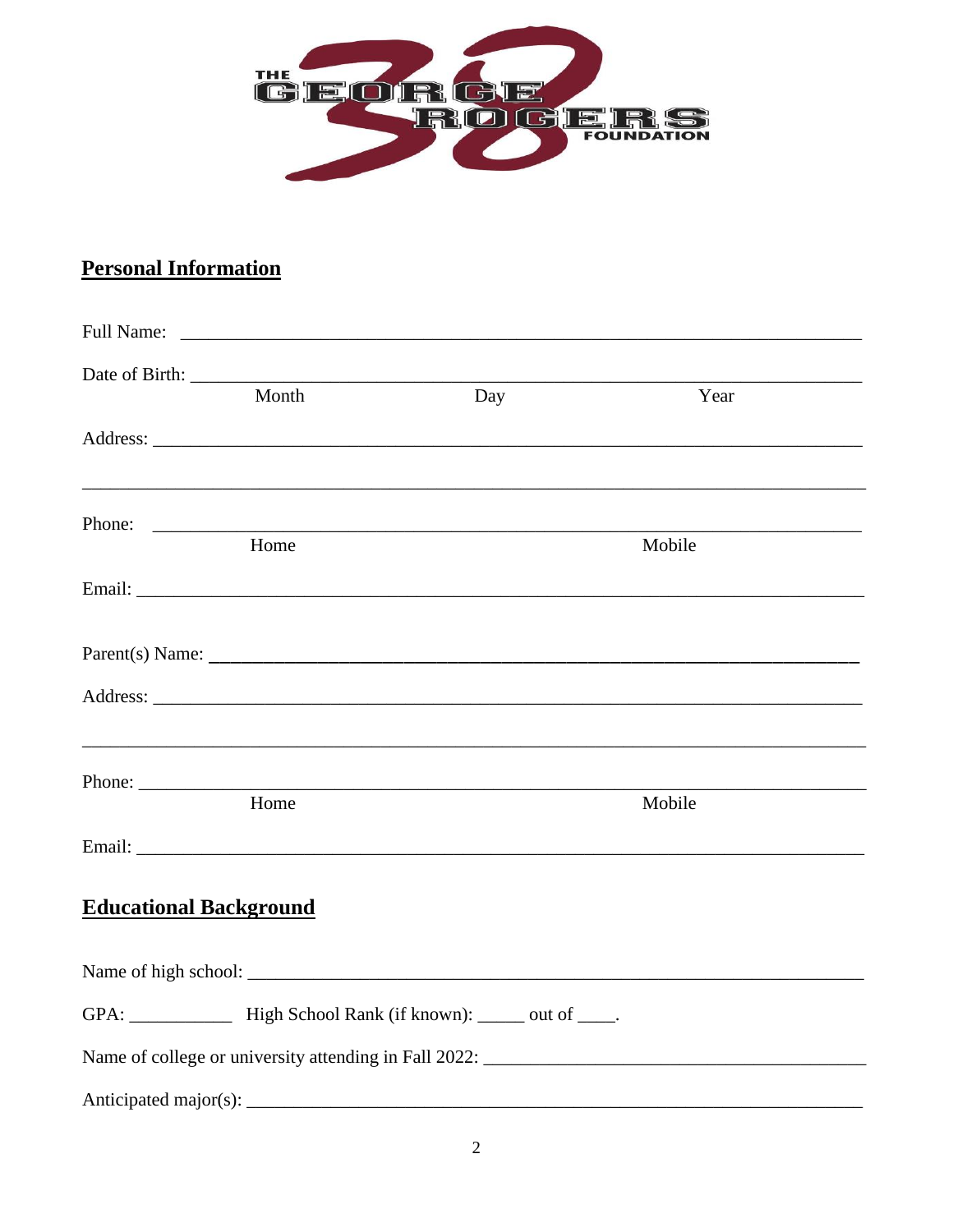THE GEORGE ROGERS FOUNDATION

## Personal Information

Full Name: ___________________________________________________________________________

Date of Birth: ________________________________________________________________________
Month Day Year

Address: ____________________________________________________________________________

_____________________________________________________________________________________

Phone: ______________________________________________________________________________
Home Mobile

Email: _______________________________________________________________________________

Parent(s) Name: ______________________________________________________________________

Address: ____________________________________________________________________________

_____________________________________________________________________________________

Phone: ______________________________________________________________________________
Home Mobile

Email: _______________________________________________________________________________

## Educational Background

Name of high school: __________________________________________________________________

GPA: ___________ High School Rank (if known): _____ out of ____.

Name of college or university attending in Fall 2022: ________________________________________

Anticipated major(s): __________________________________________________________________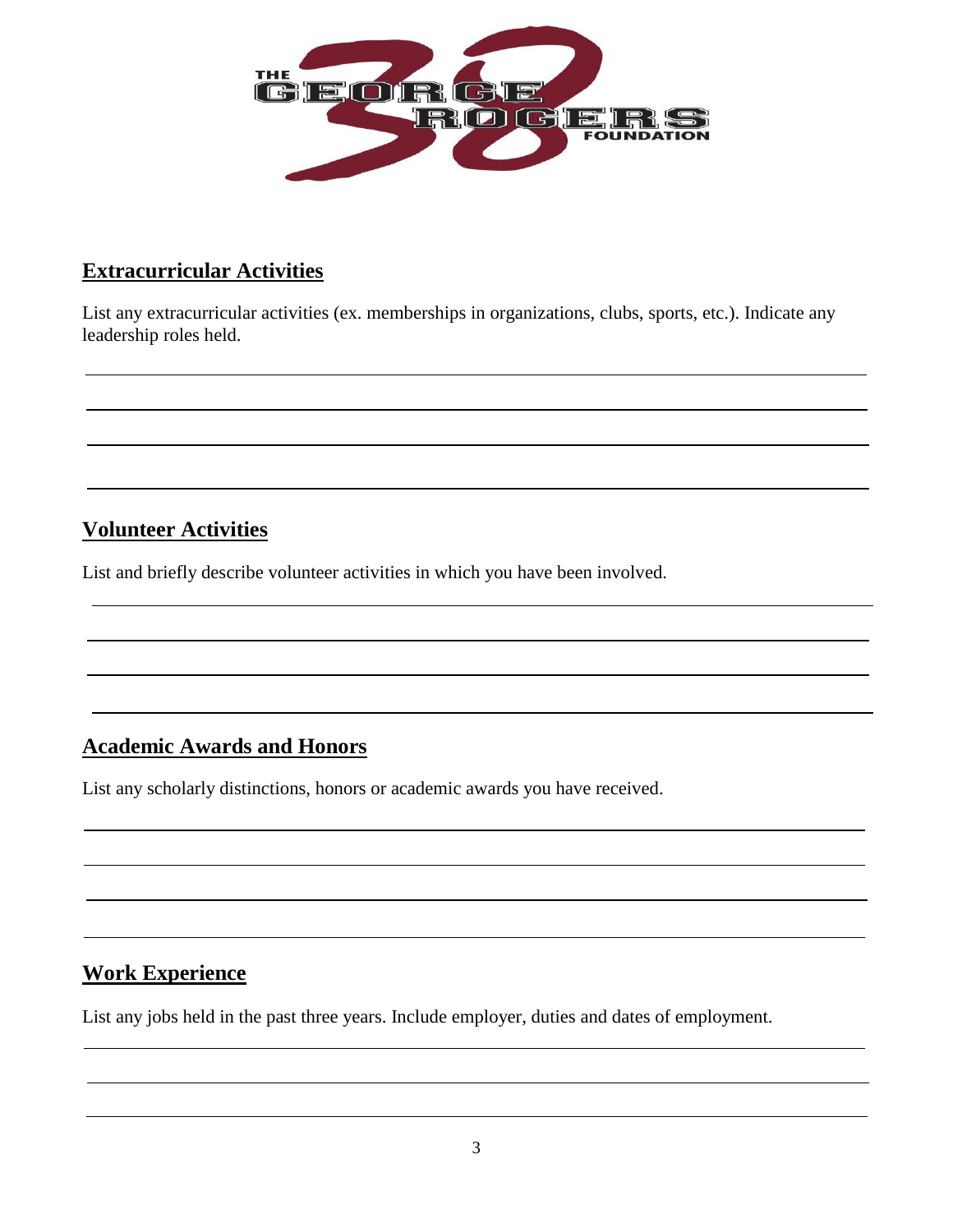## Extracurricular Activities

List any extracurricular activities (ex. memberships in organizations, clubs, sports, etc.). Indicate any leadership roles held.

## Volunteer Activities

List and briefly describe volunteer activities in which you have been involved.

## Academic Awards and Honors

List any scholarly distinctions, honors or academic awards you have received.

## Work Experience

List any jobs held in the past three years. Include employer, duties and dates of employment.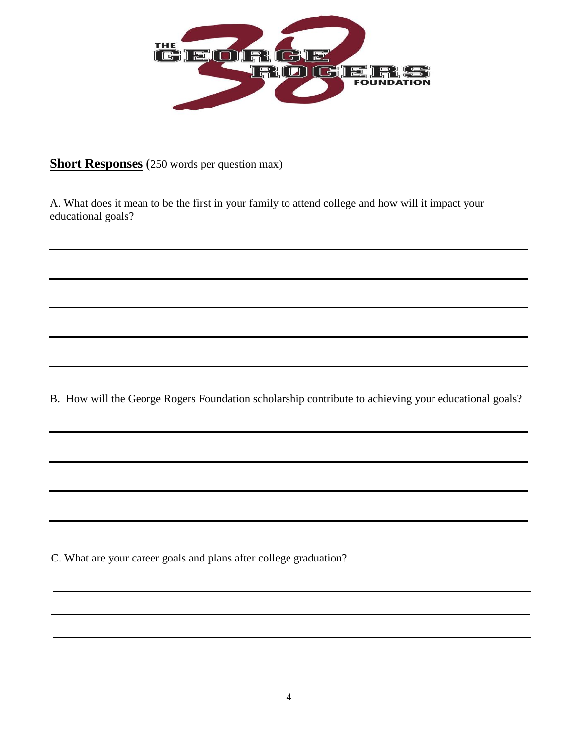**Short Responses** (250 words per question max)

A. What does it mean to be the first in your family to attend college and how will it impact your educational goals?

B. How will the George Rogers Foundation scholarship contribute to achieving your educational goals?

C. What are your career goals and plans after college graduation?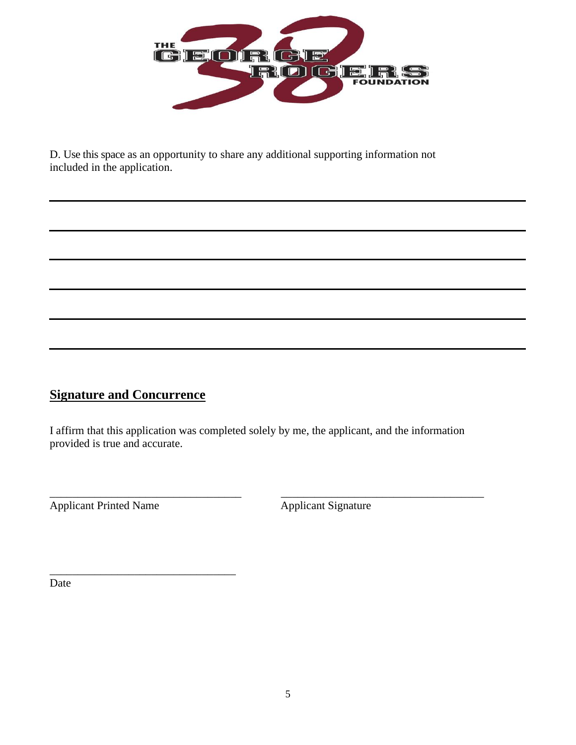D. Use this space as an opportunity to share any additional supporting information not included in the application.

______________________________________________________________________________

______________________________________________________________________________

______________________________________________________________________________

______________________________________________________________________________

______________________________________________________________________________

______________________________________________________________________________

## Signature and Concurrence

I affirm that this application was completed solely by me, the applicant, and the information provided is true and accurate.

___________________________________ &nbsp;&nbsp;&nbsp;&nbsp;&nbsp;&nbsp; ___________________________________

Applicant Printed Name &nbsp;&nbsp;&nbsp;&nbsp;&nbsp;&nbsp;&nbsp;&nbsp;&nbsp;&nbsp;&nbsp;&nbsp;&nbsp;&nbsp;&nbsp;&nbsp;&nbsp;&nbsp;&nbsp;&nbsp; Applicant Signature

___________________________________

Date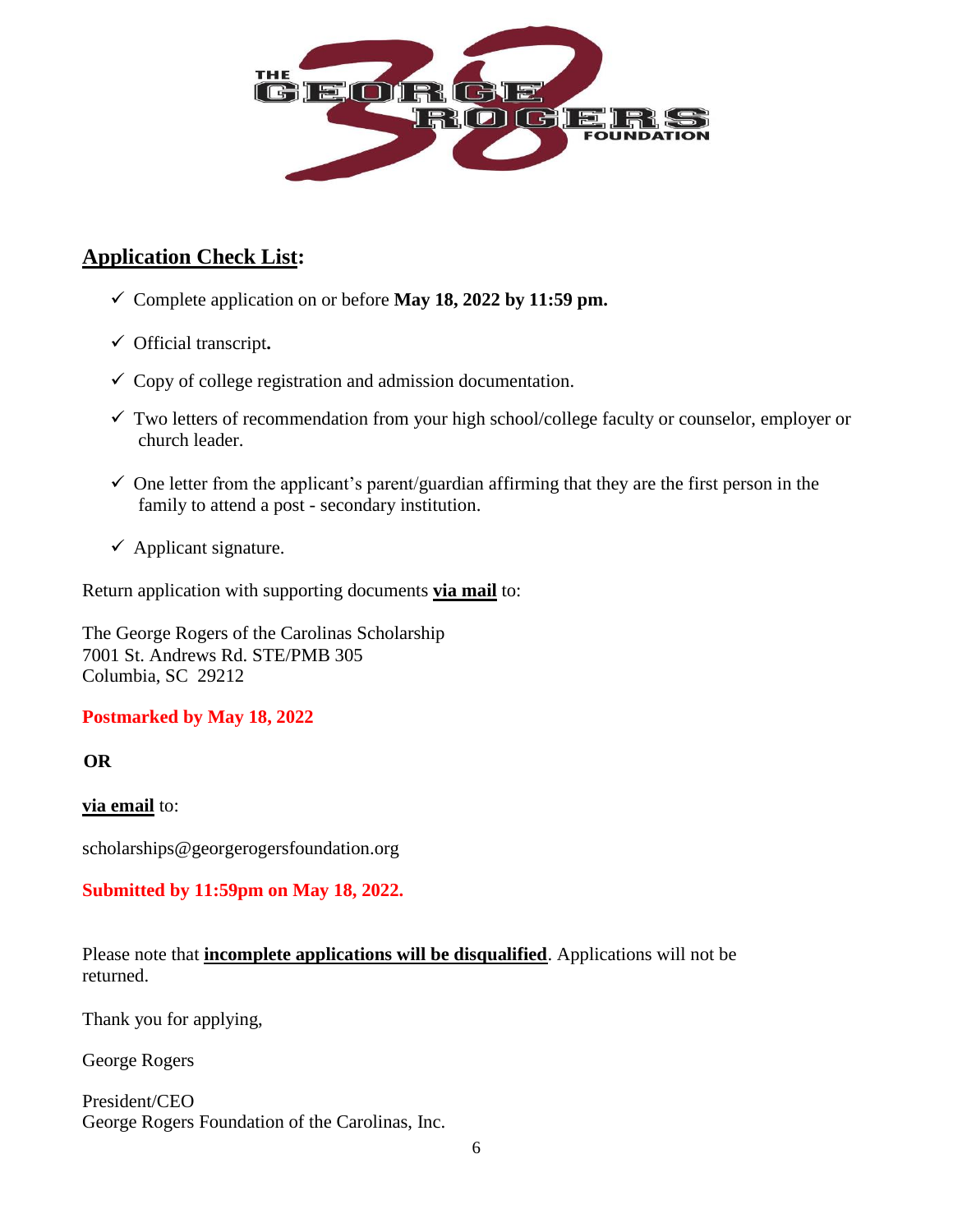## **Application Check List:**

- ✓ Complete application on or before **May 18, 2022 by 11:59 pm.**
- ✓ Official transcript**.**
- ✓ Copy of college registration and admission documentation.
- ✓ Two letters of recommendation from your high school/college faculty or counselor, employer or church leader.
- ✓ One letter from the applicant's parent/guardian affirming that they are the first person in the family to attend a post - secondary institution.
- ✓ Applicant signature.

Return application with supporting documents **via mail** to:

The George Rogers of the Carolinas Scholarship
7001 St. Andrews Rd. STE/PMB 305
Columbia, SC 29212

**Postmarked by May 18, 2022**

**OR**

**via email** to:

scholarships@georgerogersfoundation.org

**Submitted by 11:59pm on May 18, 2022.**

Please note that **incomplete applications will be disqualified**. Applications will not be returned.

Thank you for applying,

George Rogers

President/CEO
George Rogers Foundation of the Carolinas, Inc.